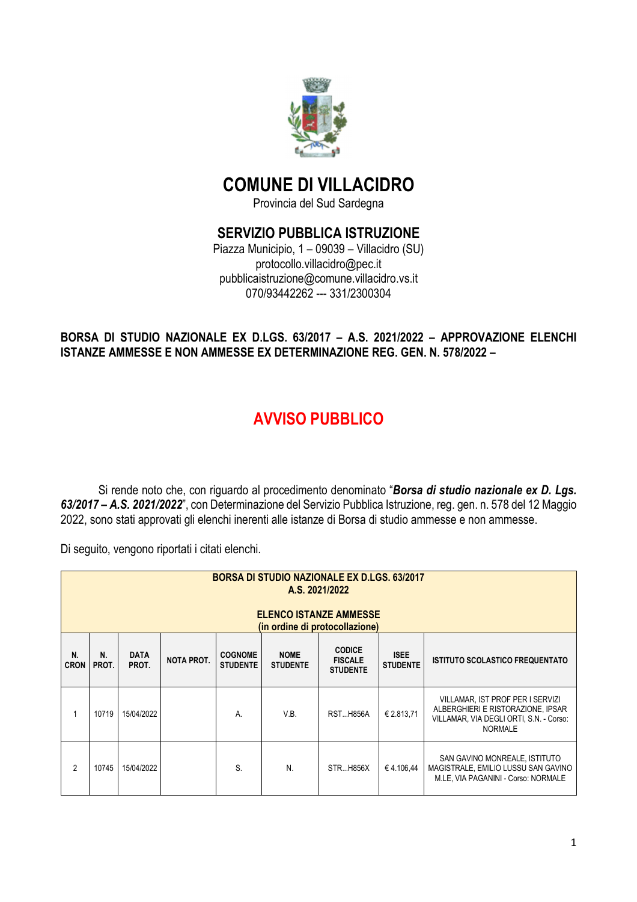# COMUNE DI VILLACIDRO

Provincia del Sud Sardegna

## SERVIZIO PUBBLICA ISTRUZIONE

Piazza Municipio, 1 – 09039 – Villacidro (SU)
protocollo.villacidro@pec.it
pubblicaistruzione@comune.villacidro.vs.it
070/93442262 --- 331/2300304

**BORSA DI STUDIO NAZIONALE EX D.LGS. 63/2017 – A.S. 2021/2022 – APPROVAZIONE ELENCHI ISTANZE AMMESSE E NON AMMESSE EX DETERMINAZIONE REG. GEN. N. 578/2022 –**

## AVVISO PUBBLICO

Si rende noto che, con riguardo al procedimento denominato "***Borsa di studio nazionale ex D. Lgs. 63/2017 – A.S. 2021/2022***", con Determinazione del Servizio Pubblica Istruzione, reg. gen. n. 578 del 12 Maggio 2022, sono stati approvati gli elenchi inerenti alle istanze di Borsa di studio ammesse e non ammesse.

Di seguito, vengono riportati i citati elenchi.

| **BORSA DI STUDIO NAZIONALE EX D.LGS. 63/2017 A.S. 2021/2022 — ELENCO ISTANZE AMMESSE (in ordine di protocollazione)** | | | | | | | | |
|---|---|---|---|---|---|---|---|---|
| **N. CRON** | **N. PROT.** | **DATA PROT.** | **NOTA PROT.** | **COGNOME STUDENTE** | **NOME STUDENTE** | **CODICE FISCALE STUDENTE** | **ISEE STUDENTE** | **ISTITUTO SCOLASTICO FREQUENTATO** |
| 1 | 10719 | 15/04/2022 | | A. | V.B. | RST...H856A | € 2.813,71 | VILLAMAR, IST PROF PER I SERVIZI ALBERGHIERI E RISTORAZIONE, IPSAR VILLAMAR, VIA DEGLI ORTI, S.N. - Corso: NORMALE |
| 2 | 10745 | 15/04/2022 | | S. | N. | STR...H856X | € 4.106,44 | SAN GAVINO MONREALE, ISTITUTO MAGISTRALE, EMILIO LUSSU SAN GAVINO M.LE, VIA PAGANINI - Corso: NORMALE |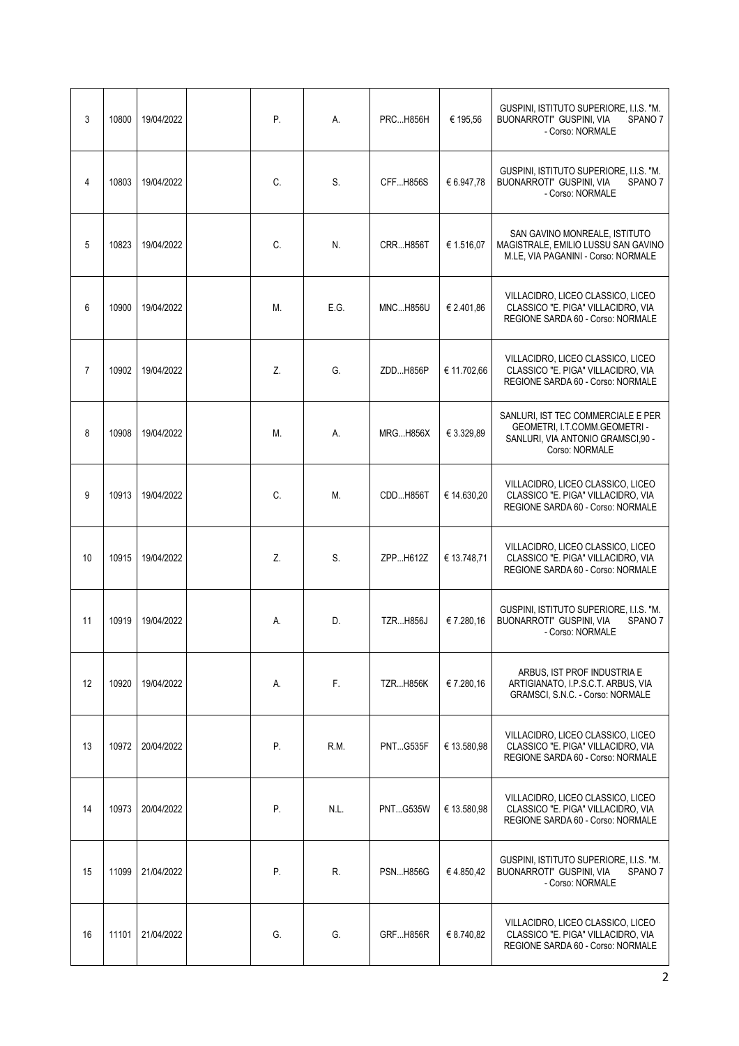| | | | | | | | | |
|---|---|---|---|---|---|---|---|---|
| 3 | 10800 | 19/04/2022 | | P. | A. | PRC...H856H | € 195,56 | GUSPINI, ISTITUTO SUPERIORE, I.I.S. "M. BUONARROTI" GUSPINI, VIA SPANO 7 - Corso: NORMALE |
| 4 | 10803 | 19/04/2022 | | C. | S. | CFF...H856S | € 6.947,78 | GUSPINI, ISTITUTO SUPERIORE, I.I.S. "M. BUONARROTI" GUSPINI, VIA SPANO 7 - Corso: NORMALE |
| 5 | 10823 | 19/04/2022 | | C. | N. | CRR...H856T | € 1.516,07 | SAN GAVINO MONREALE, ISTITUTO MAGISTRALE, EMILIO LUSSU SAN GAVINO M.LE, VIA PAGANINI - Corso: NORMALE |
| 6 | 10900 | 19/04/2022 | | M. | E.G. | MNC...H856U | € 2.401,86 | VILLACIDRO, LICEO CLASSICO, LICEO CLASSICO "E. PIGA" VILLACIDRO, VIA REGIONE SARDA 60 - Corso: NORMALE |
| 7 | 10902 | 19/04/2022 | | Z. | G. | ZDD...H856P | € 11.702,66 | VILLACIDRO, LICEO CLASSICO, LICEO CLASSICO "E. PIGA" VILLACIDRO, VIA REGIONE SARDA 60 - Corso: NORMALE |
| 8 | 10908 | 19/04/2022 | | M. | A. | MRG...H856X | € 3.329,89 | SANLURI, IST TEC COMMERCIALE E PER GEOMETRI, I.T.COMM.GEOMETRI - SANLURI, VIA ANTONIO GRAMSCI,90 - Corso: NORMALE |
| 9 | 10913 | 19/04/2022 | | C. | M. | CDD...H856T | € 14.630,20 | VILLACIDRO, LICEO CLASSICO, LICEO CLASSICO "E. PIGA" VILLACIDRO, VIA REGIONE SARDA 60 - Corso: NORMALE |
| 10 | 10915 | 19/04/2022 | | Z. | S. | ZPP...H612Z | € 13.748,71 | VILLACIDRO, LICEO CLASSICO, LICEO CLASSICO "E. PIGA" VILLACIDRO, VIA REGIONE SARDA 60 - Corso: NORMALE |
| 11 | 10919 | 19/04/2022 | | A. | D. | TZR...H856J | € 7.280,16 | GUSPINI, ISTITUTO SUPERIORE, I.I.S. "M. BUONARROTI" GUSPINI, VIA SPANO 7 - Corso: NORMALE |
| 12 | 10920 | 19/04/2022 | | A. | F. | TZR...H856K | € 7.280,16 | ARBUS, IST PROF INDUSTRIA E ARTIGIANATO, I.P.S.C.T. ARBUS, VIA GRAMSCI, S.N.C. - Corso: NORMALE |
| 13 | 10972 | 20/04/2022 | | P. | R.M. | PNT...G535F | € 13.580,98 | VILLACIDRO, LICEO CLASSICO, LICEO CLASSICO "E. PIGA" VILLACIDRO, VIA REGIONE SARDA 60 - Corso: NORMALE |
| 14 | 10973 | 20/04/2022 | | P. | N.L. | PNT...G535W | € 13.580,98 | VILLACIDRO, LICEO CLASSICO, LICEO CLASSICO "E. PIGA" VILLACIDRO, VIA REGIONE SARDA 60 - Corso: NORMALE |
| 15 | 11099 | 21/04/2022 | | P. | R. | PSN...H856G | € 4.850,42 | GUSPINI, ISTITUTO SUPERIORE, I.I.S. "M. BUONARROTI" GUSPINI, VIA SPANO 7 - Corso: NORMALE |
| 16 | 11101 | 21/04/2022 | | G. | G. | GRF...H856R | € 8.740,82 | VILLACIDRO, LICEO CLASSICO, LICEO CLASSICO "E. PIGA" VILLACIDRO, VIA REGIONE SARDA 60 - Corso: NORMALE |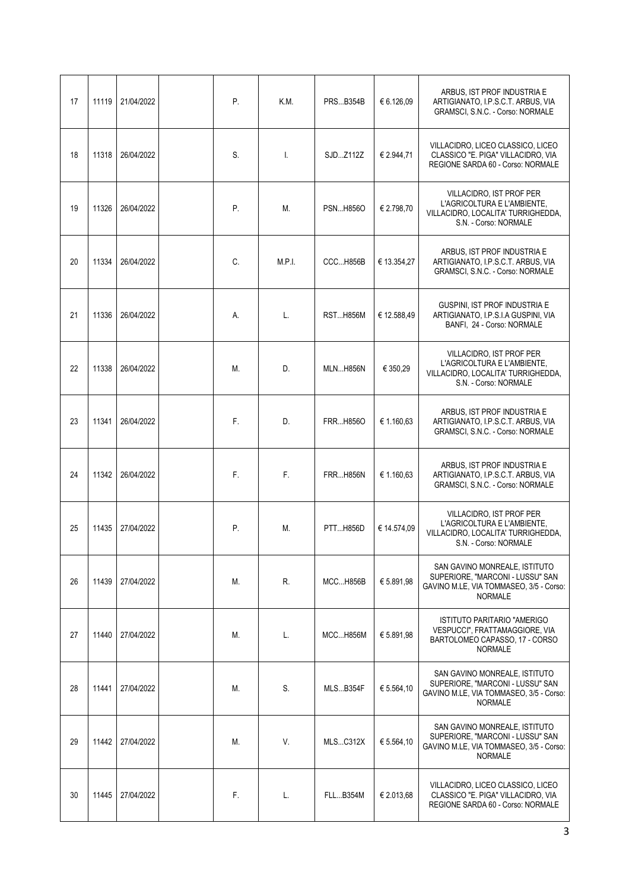| | | | | | | | | |
|---|---|---|---|---|---|---|---|---|
| 17 | 11119 | 21/04/2022 | | P. | K.M. | PRS...B354B | € 6.126,09 | ARBUS, IST PROF INDUSTRIA E ARTIGIANATO, I.P.S.C.T. ARBUS, VIA GRAMSCI, S.N.C. - Corso: NORMALE |
| 18 | 11318 | 26/04/2022 | | S. | I. | SJD...Z112Z | € 2.944,71 | VILLACIDRO, LICEO CLASSICO, LICEO CLASSICO "E. PIGA" VILLACIDRO, VIA REGIONE SARDA 60 - Corso: NORMALE |
| 19 | 11326 | 26/04/2022 | | P. | M. | PSN...H856O | € 2.798,70 | VILLACIDRO, IST PROF PER L'AGRICOLTURA E L'AMBIENTE, VILLACIDRO, LOCALITA' TURRIGHEDDA, S.N. - Corso: NORMALE |
| 20 | 11334 | 26/04/2022 | | C. | M.P.I. | CCC...H856B | € 13.354,27 | ARBUS, IST PROF INDUSTRIA E ARTIGIANATO, I.P.S.C.T. ARBUS, VIA GRAMSCI, S.N.C. - Corso: NORMALE |
| 21 | 11336 | 26/04/2022 | | A. | L. | RST...H856M | € 12.588,49 | GUSPINI, IST PROF INDUSTRIA E ARTIGIANATO, I.P.S.I.A GUSPINI, VIA BANFI, 24 - Corso: NORMALE |
| 22 | 11338 | 26/04/2022 | | M. | D. | MLN...H856N | € 350,29 | VILLACIDRO, IST PROF PER L'AGRICOLTURA E L'AMBIENTE, VILLACIDRO, LOCALITA' TURRIGHEDDA, S.N. - Corso: NORMALE |
| 23 | 11341 | 26/04/2022 | | F. | D. | FRR...H856O | € 1.160,63 | ARBUS, IST PROF INDUSTRIA E ARTIGIANATO, I.P.S.C.T. ARBUS, VIA GRAMSCI, S.N.C. - Corso: NORMALE |
| 24 | 11342 | 26/04/2022 | | F. | F. | FRR...H856N | € 1.160,63 | ARBUS, IST PROF INDUSTRIA E ARTIGIANATO, I.P.S.C.T. ARBUS, VIA GRAMSCI, S.N.C. - Corso: NORMALE |
| 25 | 11435 | 27/04/2022 | | P. | M. | PTT...H856D | € 14.574,09 | VILLACIDRO, IST PROF PER L'AGRICOLTURA E L'AMBIENTE, VILLACIDRO, LOCALITA' TURRIGHEDDA, S.N. - Corso: NORMALE |
| 26 | 11439 | 27/04/2022 | | M. | R. | MCC...H856B | € 5.891,98 | SAN GAVINO MONREALE, ISTITUTO SUPERIORE, "MARCONI - LUSSU" SAN GAVINO M.LE, VIA TOMMASEO, 3/5 - Corso: NORMALE |
| 27 | 11440 | 27/04/2022 | | M. | L. | MCC...H856M | € 5.891,98 | ISTITUTO PARITARIO "AMERIGO VESPUCCI", FRATTAMAGGIORE, VIA BARTOLOMEO CAPASSO, 17 - CORSO NORMALE |
| 28 | 11441 | 27/04/2022 | | M. | S. | MLS...B354F | € 5.564,10 | SAN GAVINO MONREALE, ISTITUTO SUPERIORE, "MARCONI - LUSSU" SAN GAVINO M.LE, VIA TOMMASEO, 3/5 - Corso: NORMALE |
| 29 | 11442 | 27/04/2022 | | M. | V. | MLS...C312X | € 5.564,10 | SAN GAVINO MONREALE, ISTITUTO SUPERIORE, "MARCONI - LUSSU" SAN GAVINO M.LE, VIA TOMMASEO, 3/5 - Corso: NORMALE |
| 30 | 11445 | 27/04/2022 | | F. | L. | FLL...B354M | € 2.013,68 | VILLACIDRO, LICEO CLASSICO, LICEO CLASSICO "E. PIGA" VILLACIDRO, VIA REGIONE SARDA 60 - Corso: NORMALE |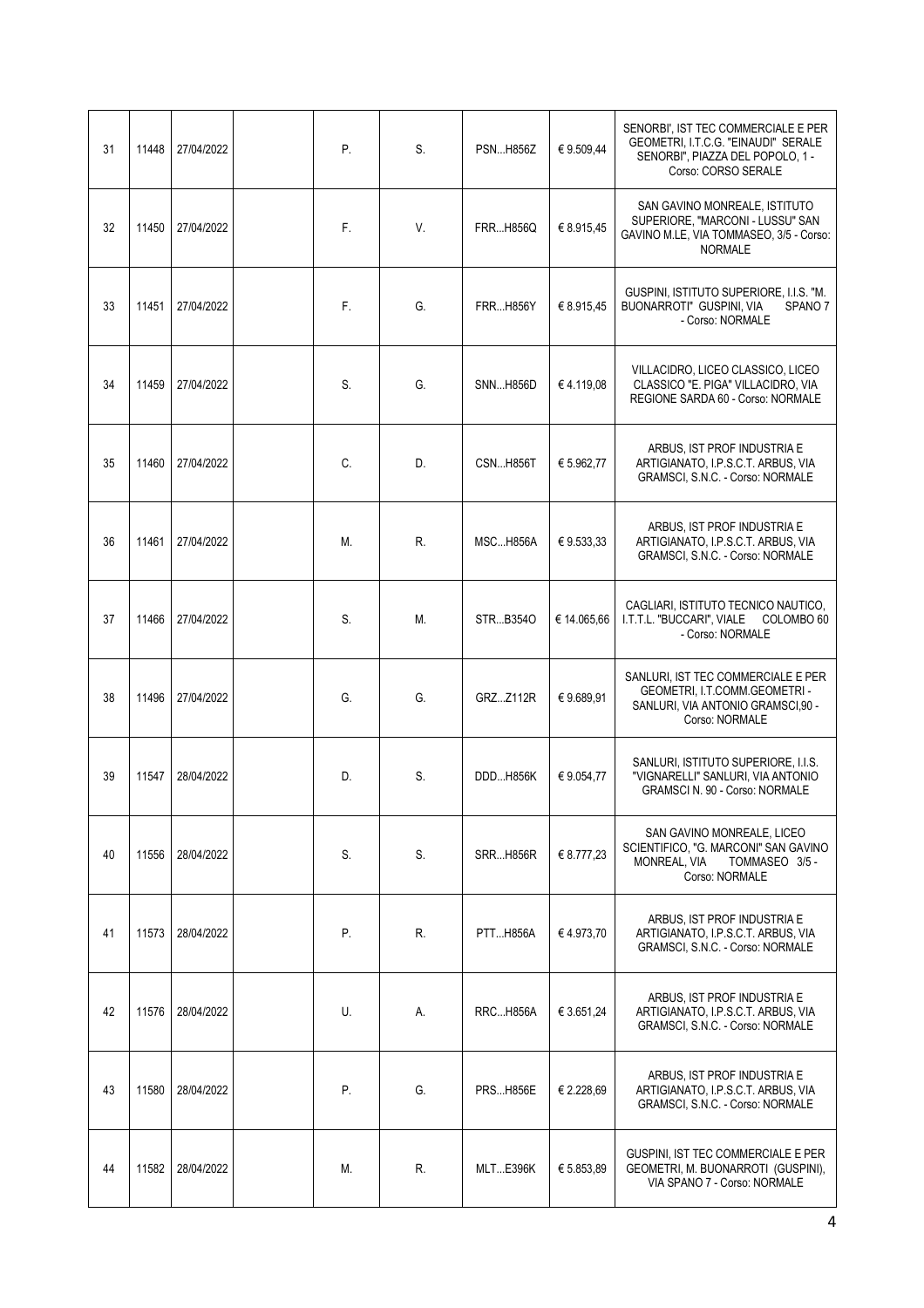| 31 | 11448 | 27/04/2022 | | P. | S. | PSN...H856Z | € 9.509,44 | SENORBI', IST TEC COMMERCIALE E PER GEOMETRI, I.T.C.G. "EINAUDI" SERALE SENORBI", PIAZZA DEL POPOLO, 1 - Corso: CORSO SERALE |
|---|---|---|---|---|---|---|---|---|
| 32 | 11450 | 27/04/2022 | | F. | V. | FRR...H856Q | € 8.915,45 | SAN GAVINO MONREALE, ISTITUTO SUPERIORE, "MARCONI - LUSSU" SAN GAVINO M.LE, VIA TOMMASEO, 3/5 - Corso: NORMALE |
| 33 | 11451 | 27/04/2022 | | F. | G. | FRR...H856Y | € 8.915,45 | GUSPINI, ISTITUTO SUPERIORE, I.I.S. "M. BUONARROTI" GUSPINI, VIA SPANO 7 - Corso: NORMALE |
| 34 | 11459 | 27/04/2022 | | S. | G. | SNN...H856D | € 4.119,08 | VILLACIDRO, LICEO CLASSICO, LICEO CLASSICO "E. PIGA" VILLACIDRO, VIA REGIONE SARDA 60 - Corso: NORMALE |
| 35 | 11460 | 27/04/2022 | | C. | D. | CSN...H856T | € 5.962,77 | ARBUS, IST PROF INDUSTRIA E ARTIGIANATO, I.P.S.C.T. ARBUS, VIA GRAMSCI, S.N.C. - Corso: NORMALE |
| 36 | 11461 | 27/04/2022 | | M. | R. | MSC...H856A | € 9.533,33 | ARBUS, IST PROF INDUSTRIA E ARTIGIANATO, I.P.S.C.T. ARBUS, VIA GRAMSCI, S.N.C. - Corso: NORMALE |
| 37 | 11466 | 27/04/2022 | | S. | M. | STR...B354O | € 14.065,66 | CAGLIARI, ISTITUTO TECNICO NAUTICO, I.T.T.L. "BUCCARI", VIALE COLOMBO 60 - Corso: NORMALE |
| 38 | 11496 | 27/04/2022 | | G. | G. | GRZ...Z112R | € 9.689,91 | SANLURI, IST TEC COMMERCIALE E PER GEOMETRI, I.T.COMM.GEOMETRI - SANLURI, VIA ANTONIO GRAMSCI,90 - Corso: NORMALE |
| 39 | 11547 | 28/04/2022 | | D. | S. | DDD...H856K | € 9.054,77 | SANLURI, ISTITUTO SUPERIORE, I.I.S. "VIGNARELLI" SANLURI, VIA ANTONIO GRAMSCI N. 90 - Corso: NORMALE |
| 40 | 11556 | 28/04/2022 | | S. | S. | SRR...H856R | € 8.777,23 | SAN GAVINO MONREALE, LICEO SCIENTIFICO, "G. MARCONI" SAN GAVINO MONREAL, VIA TOMMASEO 3/5 - Corso: NORMALE |
| 41 | 11573 | 28/04/2022 | | P. | R. | PTT...H856A | € 4.973,70 | ARBUS, IST PROF INDUSTRIA E ARTIGIANATO, I.P.S.C.T. ARBUS, VIA GRAMSCI, S.N.C. - Corso: NORMALE |
| 42 | 11576 | 28/04/2022 | | U. | A. | RRC...H856A | € 3.651,24 | ARBUS, IST PROF INDUSTRIA E ARTIGIANATO, I.P.S.C.T. ARBUS, VIA GRAMSCI, S.N.C. - Corso: NORMALE |
| 43 | 11580 | 28/04/2022 | | P. | G. | PRS...H856E | € 2.228,69 | ARBUS, IST PROF INDUSTRIA E ARTIGIANATO, I.P.S.C.T. ARBUS, VIA GRAMSCI, S.N.C. - Corso: NORMALE |
| 44 | 11582 | 28/04/2022 | | M. | R. | MLT...E396K | € 5.853,89 | GUSPINI, IST TEC COMMERCIALE E PER GEOMETRI, M. BUONARROTI (GUSPINI), VIA SPANO 7 - Corso: NORMALE |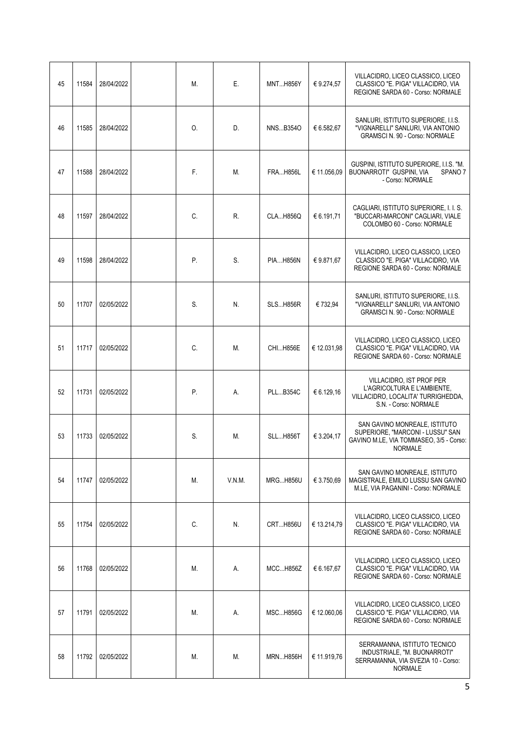| | | | | | | | | |
|---|---|---|---|---|---|---|---|---|
| 45 | 11584 | 28/04/2022 | | M. | E. | MNT...H856Y | € 9.274,57 | VILLACIDRO, LICEO CLASSICO, LICEO CLASSICO "E. PIGA" VILLACIDRO, VIA REGIONE SARDA 60 - Corso: NORMALE |
| 46 | 11585 | 28/04/2022 | | O. | D. | NNS...B354O | € 6.582,67 | SANLURI, ISTITUTO SUPERIORE, I.I.S. "VIGNARELLI" SANLURI, VIA ANTONIO GRAMSCI N. 90 - Corso: NORMALE |
| 47 | 11588 | 28/04/2022 | | F. | M. | FRA...H856L | € 11.056,09 | GUSPINI, ISTITUTO SUPERIORE, I.I.S. "M. BUONARROTI" GUSPINI, VIA SPANO 7 - Corso: NORMALE |
| 48 | 11597 | 28/04/2022 | | C. | R. | CLA...H856Q | € 6.191,71 | CAGLIARI, ISTITUTO SUPERIORE, I. I. S. "BUCCARI-MARCONI" CAGLIARI, VIALE COLOMBO 60 - Corso: NORMALE |
| 49 | 11598 | 28/04/2022 | | P. | S. | PIA...H856N | € 9.871,67 | VILLACIDRO, LICEO CLASSICO, LICEO CLASSICO "E. PIGA" VILLACIDRO, VIA REGIONE SARDA 60 - Corso: NORMALE |
| 50 | 11707 | 02/05/2022 | | S. | N. | SLS...H856R | € 732,94 | SANLURI, ISTITUTO SUPERIORE, I.I.S. "VIGNARELLI" SANLURI, VIA ANTONIO GRAMSCI N. 90 - Corso: NORMALE |
| 51 | 11717 | 02/05/2022 | | C. | M. | CHI...H856E | € 12.031,98 | VILLACIDRO, LICEO CLASSICO, LICEO CLASSICO "E. PIGA" VILLACIDRO, VIA REGIONE SARDA 60 - Corso: NORMALE |
| 52 | 11731 | 02/05/2022 | | P. | A. | PLL...B354C | € 6.129,16 | VILLACIDRO, IST PROF PER L'AGRICOLTURA E L'AMBIENTE, VILLACIDRO, LOCALITA' TURRIGHEDDA, S.N. - Corso: NORMALE |
| 53 | 11733 | 02/05/2022 | | S. | M. | SLL...H856T | € 3.204,17 | SAN GAVINO MONREALE, ISTITUTO SUPERIORE, "MARCONI - LUSSU" SAN GAVINO M.LE, VIA TOMMASEO, 3/5 - Corso: NORMALE |
| 54 | 11747 | 02/05/2022 | | M. | V.N.M. | MRG...H856U | € 3.750,69 | SAN GAVINO MONREALE, ISTITUTO MAGISTRALE, EMILIO LUSSU SAN GAVINO M.LE, VIA PAGANINI - Corso: NORMALE |
| 55 | 11754 | 02/05/2022 | | C. | N. | CRT...H856U | € 13.214,79 | VILLACIDRO, LICEO CLASSICO, LICEO CLASSICO "E. PIGA" VILLACIDRO, VIA REGIONE SARDA 60 - Corso: NORMALE |
| 56 | 11768 | 02/05/2022 | | M. | A. | MCC...H856Z | € 6.167,67 | VILLACIDRO, LICEO CLASSICO, LICEO CLASSICO "E. PIGA" VILLACIDRO, VIA REGIONE SARDA 60 - Corso: NORMALE |
| 57 | 11791 | 02/05/2022 | | M. | A. | MSC...H856G | € 12.060,06 | VILLACIDRO, LICEO CLASSICO, LICEO CLASSICO "E. PIGA" VILLACIDRO, VIA REGIONE SARDA 60 - Corso: NORMALE |
| 58 | 11792 | 02/05/2022 | | M. | M. | MRN...H856H | € 11.919,76 | SERRAMANNA, ISTITUTO TECNICO INDUSTRIALE, "M. BUONARROTI" SERRAMANNA, VIA SVEZIA 10 - Corso: NORMALE |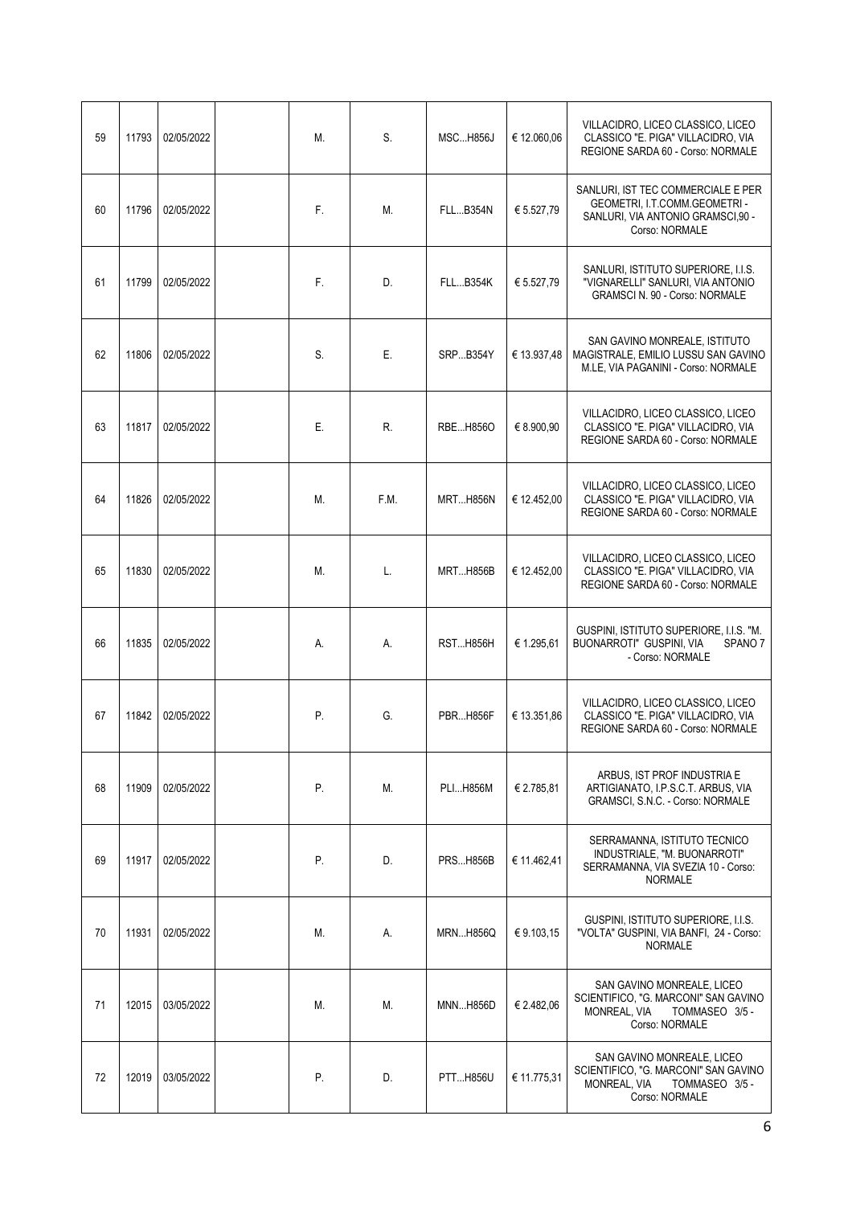| | | | | | | | | |
|---|---|---|---|---|---|---|---|---|
| 59 | 11793 | 02/05/2022 | | M. | S. | MSC...H856J | € 12.060,06 | VILLACIDRO, LICEO CLASSICO, LICEO CLASSICO "E. PIGA" VILLACIDRO, VIA REGIONE SARDA 60 - Corso: NORMALE |
| 60 | 11796 | 02/05/2022 | | F. | M. | FLL...B354N | € 5.527,79 | SANLURI, IST TEC COMMERCIALE E PER GEOMETRI, I.T.COMM.GEOMETRI - SANLURI, VIA ANTONIO GRAMSCI,90 - Corso: NORMALE |
| 61 | 11799 | 02/05/2022 | | F. | D. | FLL...B354K | € 5.527,79 | SANLURI, ISTITUTO SUPERIORE, I.I.S. "VIGNARELLI" SANLURI, VIA ANTONIO GRAMSCI N. 90 - Corso: NORMALE |
| 62 | 11806 | 02/05/2022 | | S. | E. | SRP...B354Y | € 13.937,48 | SAN GAVINO MONREALE, ISTITUTO MAGISTRALE, EMILIO LUSSU SAN GAVINO M.LE, VIA PAGANINI - Corso: NORMALE |
| 63 | 11817 | 02/05/2022 | | E. | R. | RBE...H856O | € 8.900,90 | VILLACIDRO, LICEO CLASSICO, LICEO CLASSICO "E. PIGA" VILLACIDRO, VIA REGIONE SARDA 60 - Corso: NORMALE |
| 64 | 11826 | 02/05/2022 | | M. | F.M. | MRT...H856N | € 12.452,00 | VILLACIDRO, LICEO CLASSICO, LICEO CLASSICO "E. PIGA" VILLACIDRO, VIA REGIONE SARDA 60 - Corso: NORMALE |
| 65 | 11830 | 02/05/2022 | | M. | L. | MRT...H856B | € 12.452,00 | VILLACIDRO, LICEO CLASSICO, LICEO CLASSICO "E. PIGA" VILLACIDRO, VIA REGIONE SARDA 60 - Corso: NORMALE |
| 66 | 11835 | 02/05/2022 | | A. | A. | RST...H856H | € 1.295,61 | GUSPINI, ISTITUTO SUPERIORE, I.I.S. "M. BUONARROTI" GUSPINI, VIA SPANO 7 - Corso: NORMALE |
| 67 | 11842 | 02/05/2022 | | P. | G. | PBR...H856F | € 13.351,86 | VILLACIDRO, LICEO CLASSICO, LICEO CLASSICO "E. PIGA" VILLACIDRO, VIA REGIONE SARDA 60 - Corso: NORMALE |
| 68 | 11909 | 02/05/2022 | | P. | M. | PLI...H856M | € 2.785,81 | ARBUS, IST PROF INDUSTRIA E ARTIGIANATO, I.P.S.C.T. ARBUS, VIA GRAMSCI, S.N.C. - Corso: NORMALE |
| 69 | 11917 | 02/05/2022 | | P. | D. | PRS...H856B | € 11.462,41 | SERRAMANNA, ISTITUTO TECNICO INDUSTRIALE, "M. BUONARROTI" SERRAMANNA, VIA SVEZIA 10 - Corso: NORMALE |
| 70 | 11931 | 02/05/2022 | | M. | A. | MRN...H856Q | € 9.103,15 | GUSPINI, ISTITUTO SUPERIORE, I.I.S. "VOLTA" GUSPINI, VIA BANFI, 24 - Corso: NORMALE |
| 71 | 12015 | 03/05/2022 | | M. | M. | MNN...H856D | € 2.482,06 | SAN GAVINO MONREALE, LICEO SCIENTIFICO, "G. MARCONI" SAN GAVINO MONREAL, VIA TOMMASEO 3/5 - Corso: NORMALE |
| 72 | 12019 | 03/05/2022 | | P. | D. | PTT...H856U | € 11.775,31 | SAN GAVINO MONREALE, LICEO SCIENTIFICO, "G. MARCONI" SAN GAVINO MONREAL, VIA TOMMASEO 3/5 - Corso: NORMALE |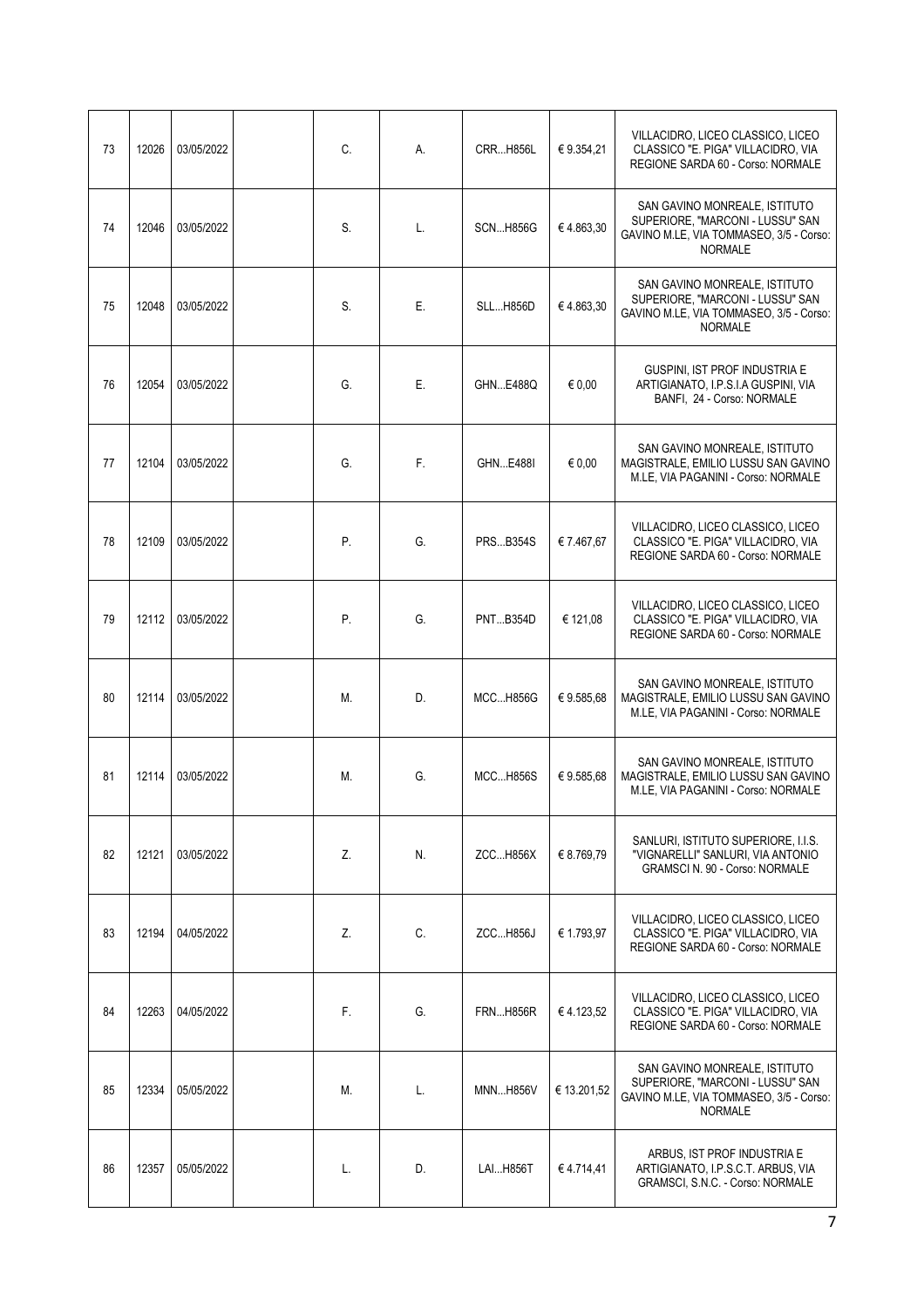| | | | | | | | | |
|---|---|---|---|---|---|---|---|---|
| 73 | 12026 | 03/05/2022 | | C. | A. | CRR...H856L | € 9.354,21 | VILLACIDRO, LICEO CLASSICO, LICEO CLASSICO "E. PIGA" VILLACIDRO, VIA REGIONE SARDA 60 - Corso: NORMALE |
| 74 | 12046 | 03/05/2022 | | S. | L. | SCN...H856G | € 4.863,30 | SAN GAVINO MONREALE, ISTITUTO SUPERIORE, "MARCONI - LUSSU" SAN GAVINO M.LE, VIA TOMMASEO, 3/5 - Corso: NORMALE |
| 75 | 12048 | 03/05/2022 | | S. | E. | SLL...H856D | € 4.863,30 | SAN GAVINO MONREALE, ISTITUTO SUPERIORE, "MARCONI - LUSSU" SAN GAVINO M.LE, VIA TOMMASEO, 3/5 - Corso: NORMALE |
| 76 | 12054 | 03/05/2022 | | G. | E. | GHN...E488Q | € 0,00 | GUSPINI, IST PROF INDUSTRIA E ARTIGIANATO, I.P.S.I.A GUSPINI, VIA BANFI, 24 - Corso: NORMALE |
| 77 | 12104 | 03/05/2022 | | G. | F. | GHN...E488I | € 0,00 | SAN GAVINO MONREALE, ISTITUTO MAGISTRALE, EMILIO LUSSU SAN GAVINO M.LE, VIA PAGANINI - Corso: NORMALE |
| 78 | 12109 | 03/05/2022 | | P. | G. | PRS...B354S | € 7.467,67 | VILLACIDRO, LICEO CLASSICO, LICEO CLASSICO "E. PIGA" VILLACIDRO, VIA REGIONE SARDA 60 - Corso: NORMALE |
| 79 | 12112 | 03/05/2022 | | P. | G. | PNT...B354D | € 121,08 | VILLACIDRO, LICEO CLASSICO, LICEO CLASSICO "E. PIGA" VILLACIDRO, VIA REGIONE SARDA 60 - Corso: NORMALE |
| 80 | 12114 | 03/05/2022 | | M. | D. | MCC...H856G | € 9.585,68 | SAN GAVINO MONREALE, ISTITUTO MAGISTRALE, EMILIO LUSSU SAN GAVINO M.LE, VIA PAGANINI - Corso: NORMALE |
| 81 | 12114 | 03/05/2022 | | M. | G. | MCC...H856S | € 9.585,68 | SAN GAVINO MONREALE, ISTITUTO MAGISTRALE, EMILIO LUSSU SAN GAVINO M.LE, VIA PAGANINI - Corso: NORMALE |
| 82 | 12121 | 03/05/2022 | | Z. | N. | ZCC...H856X | € 8.769,79 | SANLURI, ISTITUTO SUPERIORE, I.I.S. "VIGNARELLI" SANLURI, VIA ANTONIO GRAMSCI N. 90 - Corso: NORMALE |
| 83 | 12194 | 04/05/2022 | | Z. | C. | ZCC...H856J | € 1.793,97 | VILLACIDRO, LICEO CLASSICO, LICEO CLASSICO "E. PIGA" VILLACIDRO, VIA REGIONE SARDA 60 - Corso: NORMALE |
| 84 | 12263 | 04/05/2022 | | F. | G. | FRN...H856R | € 4.123,52 | VILLACIDRO, LICEO CLASSICO, LICEO CLASSICO "E. PIGA" VILLACIDRO, VIA REGIONE SARDA 60 - Corso: NORMALE |
| 85 | 12334 | 05/05/2022 | | M. | L. | MNN...H856V | € 13.201,52 | SAN GAVINO MONREALE, ISTITUTO SUPERIORE, "MARCONI - LUSSU" SAN GAVINO M.LE, VIA TOMMASEO, 3/5 - Corso: NORMALE |
| 86 | 12357 | 05/05/2022 | | L. | D. | LAI...H856T | € 4.714,41 | ARBUS, IST PROF INDUSTRIA E ARTIGIANATO, I.P.S.C.T. ARBUS, VIA GRAMSCI, S.N.C. - Corso: NORMALE |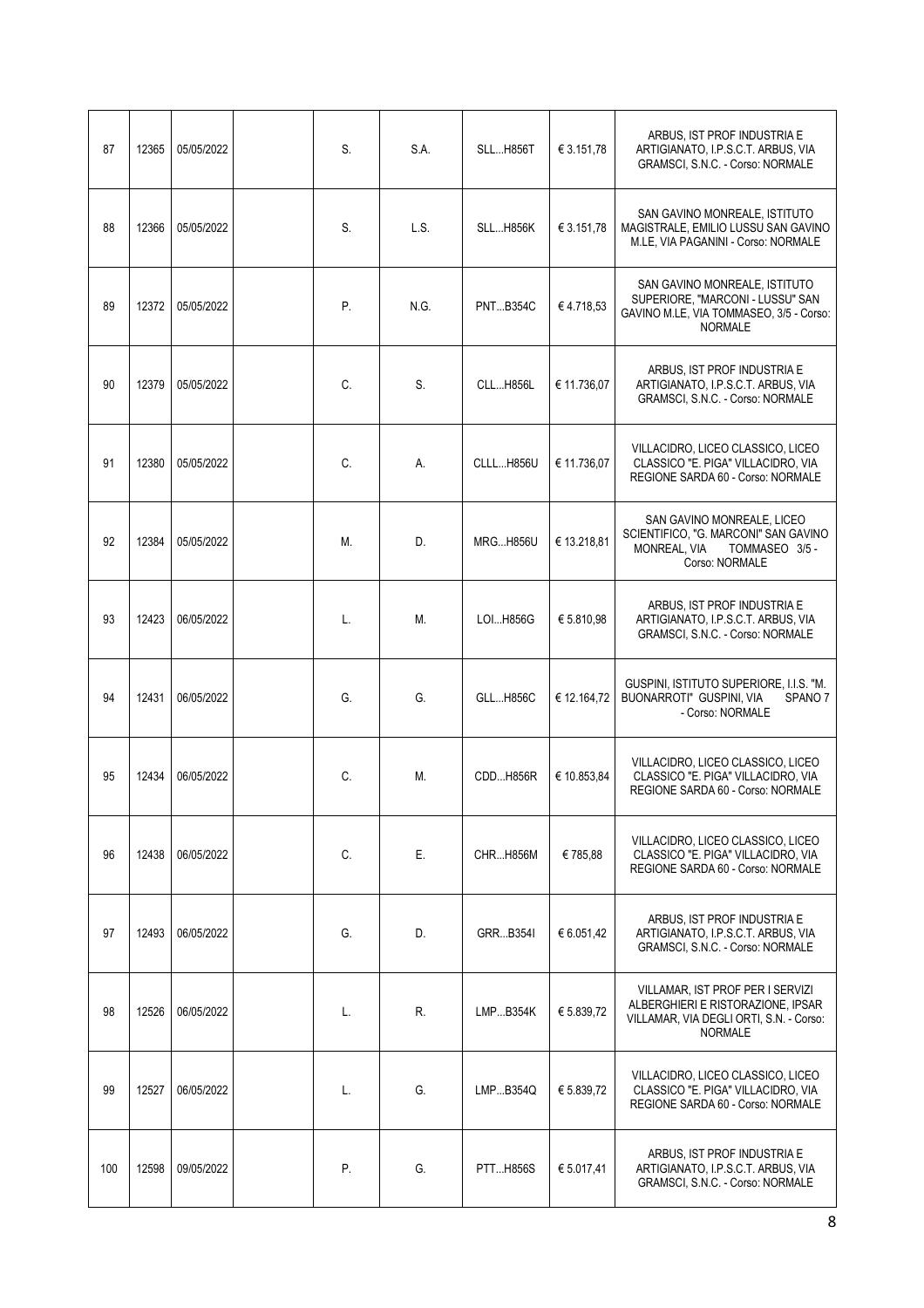| | | | | | | | | |
|---|---|---|---|---|---|---|---|---|
| 87 | 12365 | 05/05/2022 | | S. | S.A. | SLL...H856T | € 3.151,78 | ARBUS, IST PROF INDUSTRIA E ARTIGIANATO, I.P.S.C.T. ARBUS, VIA GRAMSCI, S.N.C. - Corso: NORMALE |
| 88 | 12366 | 05/05/2022 | | S. | L.S. | SLL...H856K | € 3.151,78 | SAN GAVINO MONREALE, ISTITUTO MAGISTRALE, EMILIO LUSSU SAN GAVINO M.LE, VIA PAGANINI - Corso: NORMALE |
| 89 | 12372 | 05/05/2022 | | P. | N.G. | PNT...B354C | € 4.718,53 | SAN GAVINO MONREALE, ISTITUTO SUPERIORE, "MARCONI - LUSSU" SAN GAVINO M.LE, VIA TOMMASEO, 3/5 - Corso: NORMALE |
| 90 | 12379 | 05/05/2022 | | C. | S. | CLL...H856L | € 11.736,07 | ARBUS, IST PROF INDUSTRIA E ARTIGIANATO, I.P.S.C.T. ARBUS, VIA GRAMSCI, S.N.C. - Corso: NORMALE |
| 91 | 12380 | 05/05/2022 | | C. | A. | CLLL...H856U | € 11.736,07 | VILLACIDRO, LICEO CLASSICO, LICEO CLASSICO "E. PIGA" VILLACIDRO, VIA REGIONE SARDA 60 - Corso: NORMALE |
| 92 | 12384 | 05/05/2022 | | M. | D. | MRG...H856U | € 13.218,81 | SAN GAVINO MONREALE, LICEO SCIENTIFICO, "G. MARCONI" SAN GAVINO MONREAL, VIA TOMMASEO 3/5 - Corso: NORMALE |
| 93 | 12423 | 06/05/2022 | | L. | M. | LOI...H856G | € 5.810,98 | ARBUS, IST PROF INDUSTRIA E ARTIGIANATO, I.P.S.C.T. ARBUS, VIA GRAMSCI, S.N.C. - Corso: NORMALE |
| 94 | 12431 | 06/05/2022 | | G. | G. | GLL...H856C | € 12.164,72 | GUSPINI, ISTITUTO SUPERIORE, I.I.S. "M. BUONARROTI" GUSPINI, VIA SPANO 7 - Corso: NORMALE |
| 95 | 12434 | 06/05/2022 | | C. | M. | CDD...H856R | € 10.853,84 | VILLACIDRO, LICEO CLASSICO, LICEO CLASSICO "E. PIGA" VILLACIDRO, VIA REGIONE SARDA 60 - Corso: NORMALE |
| 96 | 12438 | 06/05/2022 | | C. | E. | CHR...H856M | € 785,88 | VILLACIDRO, LICEO CLASSICO, LICEO CLASSICO "E. PIGA" VILLACIDRO, VIA REGIONE SARDA 60 - Corso: NORMALE |
| 97 | 12493 | 06/05/2022 | | G. | D. | GRR...B354I | € 6.051,42 | ARBUS, IST PROF INDUSTRIA E ARTIGIANATO, I.P.S.C.T. ARBUS, VIA GRAMSCI, S.N.C. - Corso: NORMALE |
| 98 | 12526 | 06/05/2022 | | L. | R. | LMP...B354K | € 5.839,72 | VILLAMAR, IST PROF PER I SERVIZI ALBERGHIERI E RISTORAZIONE, IPSAR VILLAMAR, VIA DEGLI ORTI, S.N. - Corso: NORMALE |
| 99 | 12527 | 06/05/2022 | | L. | G. | LMP...B354Q | € 5.839,72 | VILLACIDRO, LICEO CLASSICO, LICEO CLASSICO "E. PIGA" VILLACIDRO, VIA REGIONE SARDA 60 - Corso: NORMALE |
| 100 | 12598 | 09/05/2022 | | P. | G. | PTT...H856S | € 5.017,41 | ARBUS, IST PROF INDUSTRIA E ARTIGIANATO, I.P.S.C.T. ARBUS, VIA GRAMSCI, S.N.C. - Corso: NORMALE |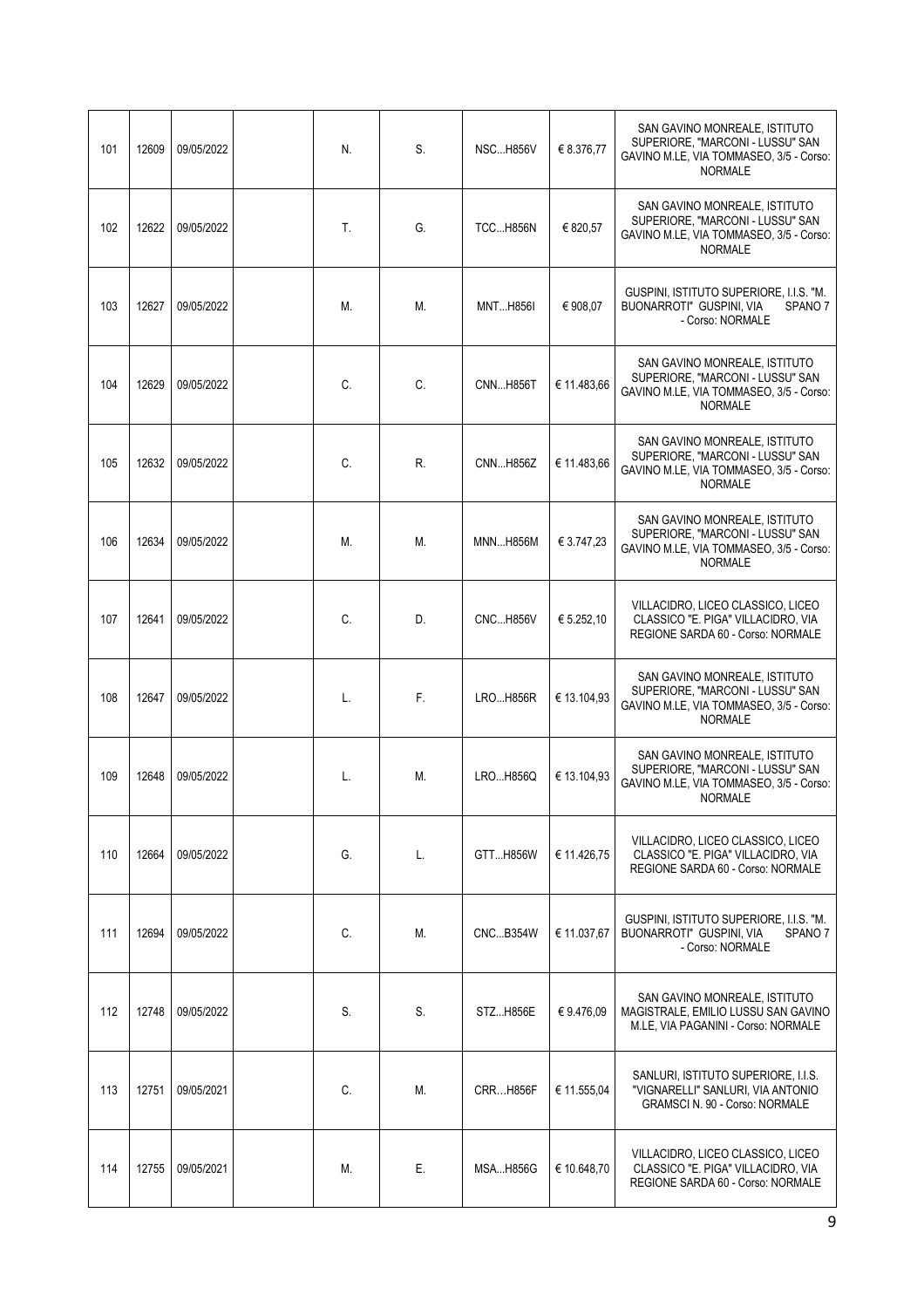| | | | | | | | | |
|---|---|---|---|---|---|---|---|---|
| 101 | 12609 | 09/05/2022 | | N. | S. | NSC...H856V | € 8.376,77 | SAN GAVINO MONREALE, ISTITUTO SUPERIORE, "MARCONI - LUSSU" SAN GAVINO M.LE, VIA TOMMASEO, 3/5 - Corso: NORMALE |
| 102 | 12622 | 09/05/2022 | | T. | G. | TCC...H856N | € 820,57 | SAN GAVINO MONREALE, ISTITUTO SUPERIORE, "MARCONI - LUSSU" SAN GAVINO M.LE, VIA TOMMASEO, 3/5 - Corso: NORMALE |
| 103 | 12627 | 09/05/2022 | | M. | M. | MNT...H856I | € 908,07 | GUSPINI, ISTITUTO SUPERIORE, I.I.S. "M. BUONARROTI" GUSPINI, VIA SPANO 7 - Corso: NORMALE |
| 104 | 12629 | 09/05/2022 | | C. | C. | CNN...H856T | € 11.483,66 | SAN GAVINO MONREALE, ISTITUTO SUPERIORE, "MARCONI - LUSSU" SAN GAVINO M.LE, VIA TOMMASEO, 3/5 - Corso: NORMALE |
| 105 | 12632 | 09/05/2022 | | C. | R. | CNN...H856Z | € 11.483,66 | SAN GAVINO MONREALE, ISTITUTO SUPERIORE, "MARCONI - LUSSU" SAN GAVINO M.LE, VIA TOMMASEO, 3/5 - Corso: NORMALE |
| 106 | 12634 | 09/05/2022 | | M. | M. | MNN...H856M | € 3.747,23 | SAN GAVINO MONREALE, ISTITUTO SUPERIORE, "MARCONI - LUSSU" SAN GAVINO M.LE, VIA TOMMASEO, 3/5 - Corso: NORMALE |
| 107 | 12641 | 09/05/2022 | | C. | D. | CNC...H856V | € 5.252,10 | VILLACIDRO, LICEO CLASSICO, LICEO CLASSICO "E. PIGA" VILLACIDRO, VIA REGIONE SARDA 60 - Corso: NORMALE |
| 108 | 12647 | 09/05/2022 | | L. | F. | LRO...H856R | € 13.104,93 | SAN GAVINO MONREALE, ISTITUTO SUPERIORE, "MARCONI - LUSSU" SAN GAVINO M.LE, VIA TOMMASEO, 3/5 - Corso: NORMALE |
| 109 | 12648 | 09/05/2022 | | L. | M. | LRO...H856Q | € 13.104,93 | SAN GAVINO MONREALE, ISTITUTO SUPERIORE, "MARCONI - LUSSU" SAN GAVINO M.LE, VIA TOMMASEO, 3/5 - Corso: NORMALE |
| 110 | 12664 | 09/05/2022 | | G. | L. | GTT...H856W | € 11.426,75 | VILLACIDRO, LICEO CLASSICO, LICEO CLASSICO "E. PIGA" VILLACIDRO, VIA REGIONE SARDA 60 - Corso: NORMALE |
| 111 | 12694 | 09/05/2022 | | C. | M. | CNC...B354W | € 11.037,67 | GUSPINI, ISTITUTO SUPERIORE, I.I.S. "M. BUONARROTI" GUSPINI, VIA SPANO 7 - Corso: NORMALE |
| 112 | 12748 | 09/05/2022 | | S. | S. | STZ...H856E | € 9.476,09 | SAN GAVINO MONREALE, ISTITUTO MAGISTRALE, EMILIO LUSSU SAN GAVINO M.LE, VIA PAGANINI - Corso: NORMALE |
| 113 | 12751 | 09/05/2021 | | C. | M. | CRR...H856F | € 11.555,04 | SANLURI, ISTITUTO SUPERIORE, I.I.S. "VIGNARELLI" SANLURI, VIA ANTONIO GRAMSCI N. 90 - Corso: NORMALE |
| 114 | 12755 | 09/05/2021 | | M. | E. | MSA...H856G | € 10.648,70 | VILLACIDRO, LICEO CLASSICO, LICEO CLASSICO "E. PIGA" VILLACIDRO, VIA REGIONE SARDA 60 - Corso: NORMALE |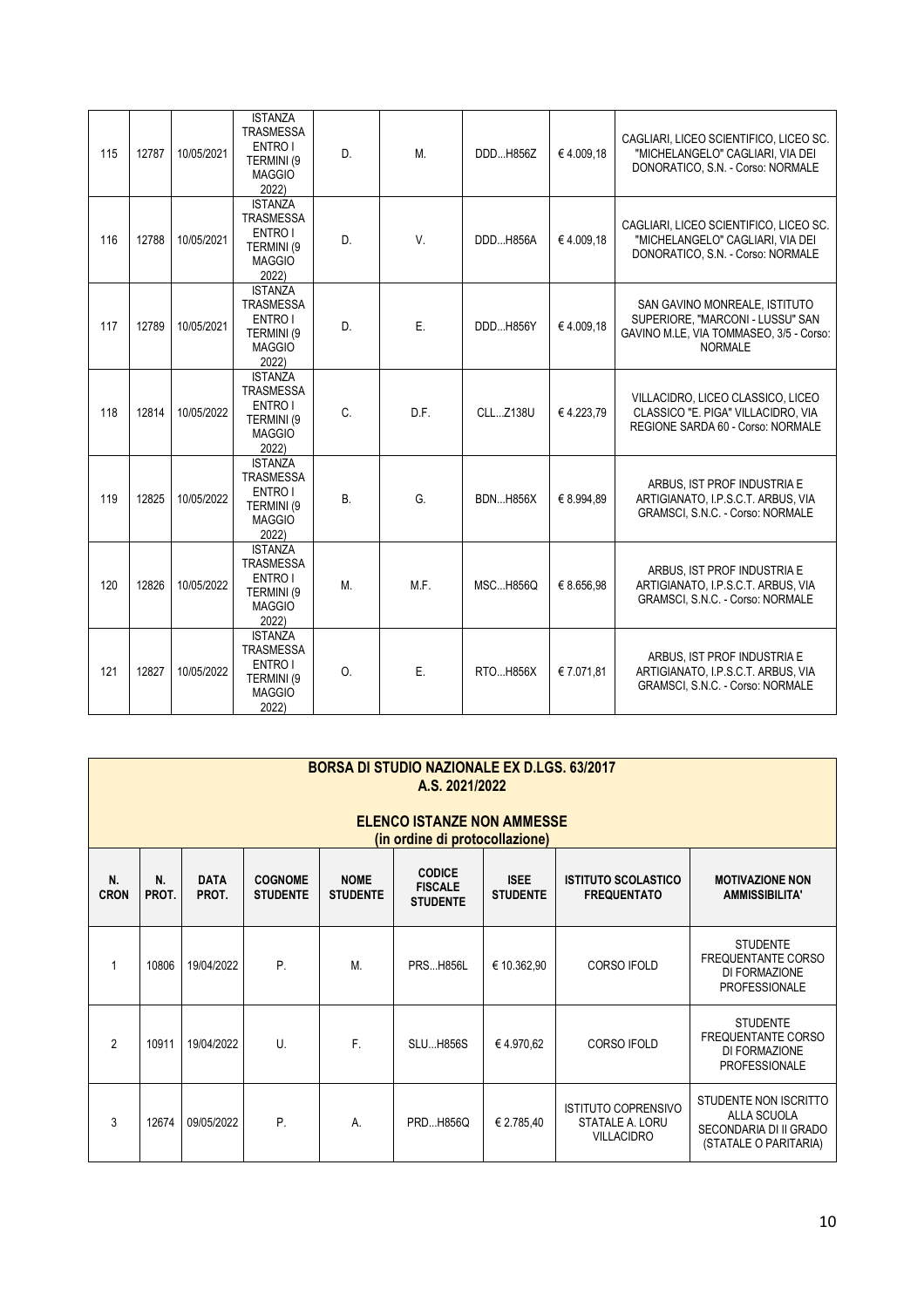| 115 | 12787 | 10/05/2021 | ISTANZA TRASMESSA ENTRO I TERMINI (9 MAGGIO 2022) | D. | M. | DDD...H856Z | € 4.009,18 | CAGLIARI, LICEO SCIENTIFICO, LICEO SC. "MICHELANGELO" CAGLIARI, VIA DEI DONORATICO, S.N. - Corso: NORMALE |
|---|---|---|---|---|---|---|---|---|
| 116 | 12788 | 10/05/2021 | ISTANZA TRASMESSA ENTRO I TERMINI (9 MAGGIO 2022) | D. | V. | DDD...H856A | € 4.009,18 | CAGLIARI, LICEO SCIENTIFICO, LICEO SC. "MICHELANGELO" CAGLIARI, VIA DEI DONORATICO, S.N. - Corso: NORMALE |
| 117 | 12789 | 10/05/2021 | ISTANZA TRASMESSA ENTRO I TERMINI (9 MAGGIO 2022) | D. | E. | DDD...H856Y | € 4.009,18 | SAN GAVINO MONREALE, ISTITUTO SUPERIORE, "MARCONI - LUSSU" SAN GAVINO M.LE, VIA TOMMASEO, 3/5 - Corso: NORMALE |
| 118 | 12814 | 10/05/2022 | ISTANZA TRASMESSA ENTRO I TERMINI (9 MAGGIO 2022) | C. | D.F. | CLL...Z138U | € 4.223,79 | VILLACIDRO, LICEO CLASSICO, LICEO CLASSICO "E. PIGA" VILLACIDRO, VIA REGIONE SARDA 60 - Corso: NORMALE |
| 119 | 12825 | 10/05/2022 | ISTANZA TRASMESSA ENTRO I TERMINI (9 MAGGIO 2022) | B. | G. | BDN...H856X | € 8.994,89 | ARBUS, IST PROF INDUSTRIA E ARTIGIANATO, I.P.S.C.T. ARBUS, VIA GRAMSCI, S.N.C. - Corso: NORMALE |
| 120 | 12826 | 10/05/2022 | ISTANZA TRASMESSA ENTRO I TERMINI (9 MAGGIO 2022) | M. | M.F. | MSC...H856Q | € 8.656,98 | ARBUS, IST PROF INDUSTRIA E ARTIGIANATO, I.P.S.C.T. ARBUS, VIA GRAMSCI, S.N.C. - Corso: NORMALE |
| 121 | 12827 | 10/05/2022 | ISTANZA TRASMESSA ENTRO I TERMINI (9 MAGGIO 2022) | O. | E. | RTO...H856X | € 7.071,81 | ARBUS, IST PROF INDUSTRIA E ARTIGIANATO, I.P.S.C.T. ARBUS, VIA GRAMSCI, S.N.C. - Corso: NORMALE |

## BORSA DI STUDIO NAZIONALE EX D.LGS. 63/2017
## A.S. 2021/2022

### ELENCO ISTANZE NON AMMESSE
### (in ordine di protocollazione)

| N. CRON | N. PROT. | DATA PROT. | COGNOME STUDENTE | NOME STUDENTE | CODICE FISCALE STUDENTE | ISEE STUDENTE | ISTITUTO SCOLASTICO FREQUENTATO | MOTIVAZIONE NON AMMISSIBILITA' |
|---|---|---|---|---|---|---|---|---|
| 1 | 10806 | 19/04/2022 | P. | M. | PRS...H856L | € 10.362,90 | CORSO IFOLD | STUDENTE FREQUENTANTE CORSO DI FORMAZIONE PROFESSIONALE |
| 2 | 10911 | 19/04/2022 | U. | F. | SLU...H856S | € 4.970,62 | CORSO IFOLD | STUDENTE FREQUENTANTE CORSO DI FORMAZIONE PROFESSIONALE |
| 3 | 12674 | 09/05/2022 | P. | A. | PRD...H856Q | € 2.785,40 | ISTITUTO COPRENSIVO STATALE A. LORU VILLACIDRO | STUDENTE NON ISCRITTO ALLA SCUOLA SECONDARIA DI II GRADO (STATALE O PARITARIA) |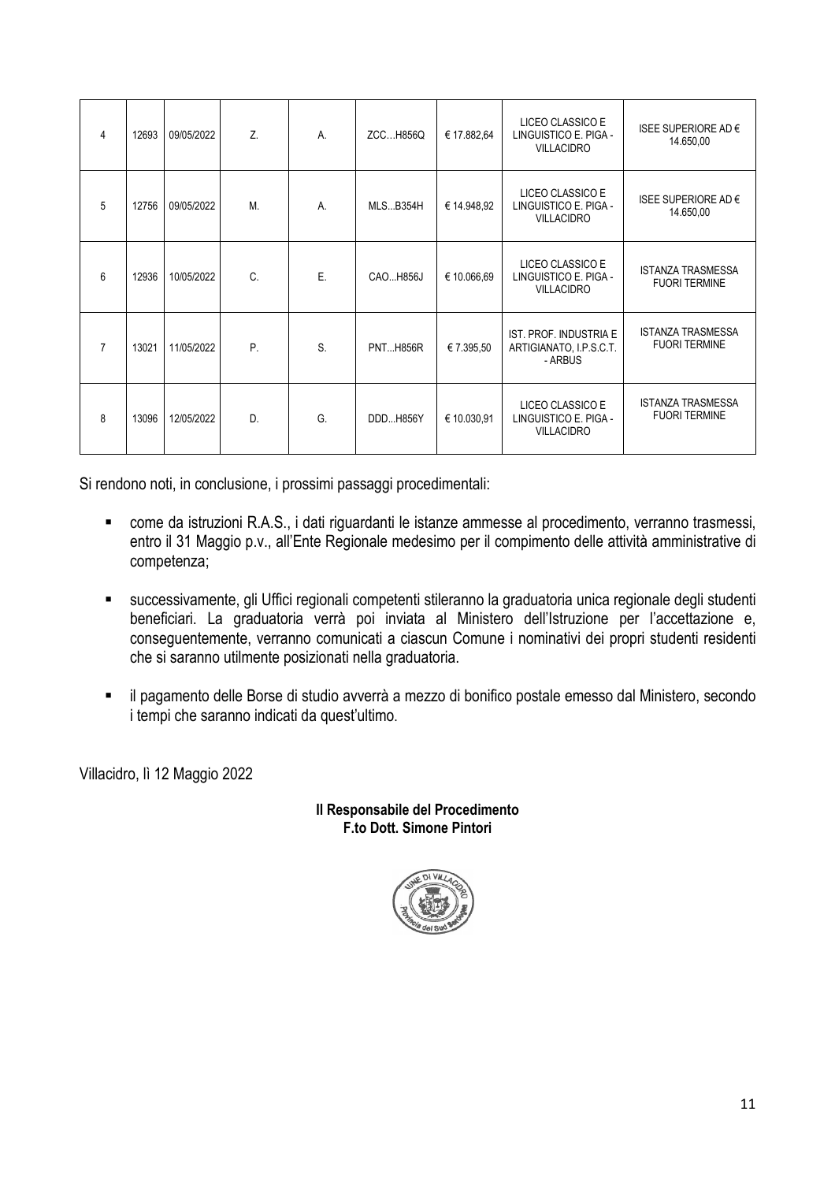| | | | | | | | | |
|---|---|---|---|---|---|---|---|---|
| 4 | 12693 | 09/05/2022 | Z. | A. | ZCC…H856Q | € 17.882,64 | LICEO CLASSICO E LINGUISTICO E. PIGA - VILLACIDRO | ISEE SUPERIORE AD € 14.650,00 |
| 5 | 12756 | 09/05/2022 | M. | A. | MLS...B354H | € 14.948,92 | LICEO CLASSICO E LINGUISTICO E. PIGA - VILLACIDRO | ISEE SUPERIORE AD € 14.650,00 |
| 6 | 12936 | 10/05/2022 | C. | E. | CAO...H856J | € 10.066,69 | LICEO CLASSICO E LINGUISTICO E. PIGA - VILLACIDRO | ISTANZA TRASMESSA FUORI TERMINE |
| 7 | 13021 | 11/05/2022 | P. | S. | PNT...H856R | € 7.395,50 | IST. PROF. INDUSTRIA E ARTIGIANATO, I.P.S.C.T. - ARBUS | ISTANZA TRASMESSA FUORI TERMINE |
| 8 | 13096 | 12/05/2022 | D. | G. | DDD...H856Y | € 10.030,91 | LICEO CLASSICO E LINGUISTICO E. PIGA - VILLACIDRO | ISTANZA TRASMESSA FUORI TERMINE |

Si rendono noti, in conclusione, i prossimi passaggi procedimentali:

- come da istruzioni R.A.S., i dati riguardanti le istanze ammesse al procedimento, verranno trasmessi, entro il 31 Maggio p.v., all'Ente Regionale medesimo per il compimento delle attività amministrative di competenza;

- successivamente, gli Uffici regionali competenti stileranno la graduatoria unica regionale degli studenti beneficiari. La graduatoria verrà poi inviata al Ministero dell'Istruzione per l'accettazione e, conseguentemente, verranno comunicati a ciascun Comune i nominativi dei propri studenti residenti che si saranno utilmente posizionati nella graduatoria.

- il pagamento delle Borse di studio avverrà a mezzo di bonifico postale emesso dal Ministero, secondo i tempi che saranno indicati da quest'ultimo.

Villacidro, lì 12 Maggio 2022

**Il Responsabile del Procedimento**
**F.to Dott. Simone Pintori**